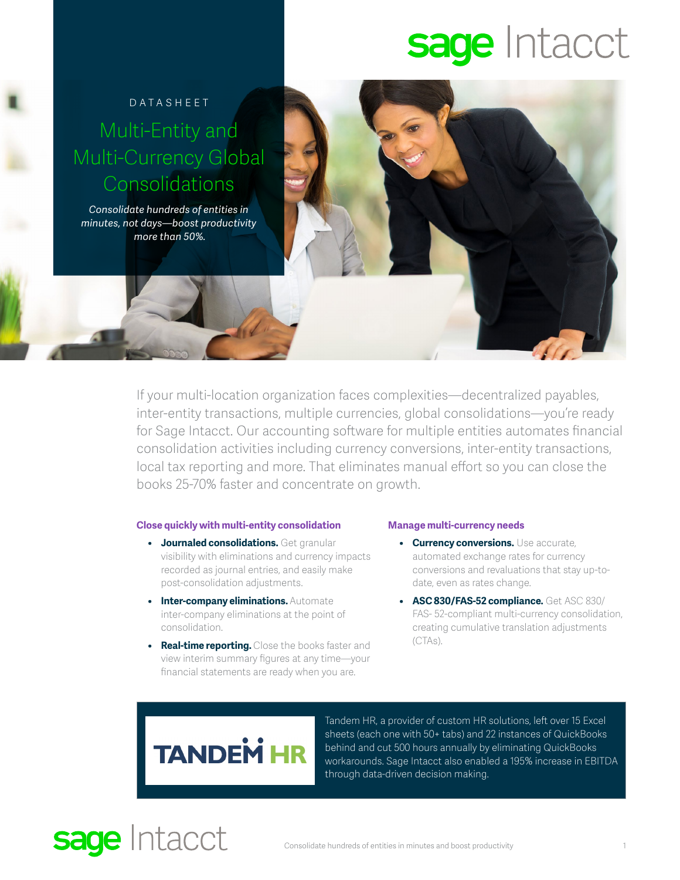DATASHEET

# Multi-Entity and Multi-Currency Global Consolidations

*Consolidate hundreds of entities in minutes, not days—boost productivity more than 50%.*

If your multi-location organization faces complexities—decentralized payables, inter-entity transactions, multiple currencies, global consolidations—you're ready for Sage Intacct. Our accounting software for multiple entities automates financial consolidation activities including currency conversions, inter-entity transactions, local tax reporting and more. That eliminates manual effort so you can close the books 25-70% faster and concentrate on growth.

### Close quickly with multi-entity consolidation

- **Journaled consolidations.** Get granular visibility with eliminations and currency impacts recorded as journal entries, and easily make post-consolidation adjustments.
- **Inter-company eliminations.** Automate inter-company eliminations at the point of consolidation.
- **Real-time reporting.** Close the books faster and view interim summary figures at any time—your financial statements are ready when you are.

### Manage multi-currency needs

- **Currency conversions.** Use accurate, automated exchange rates for currency conversions and revaluations that stay up-to-date, even as rates change.
- **ASC 830/FAS-52 compliance.** Get ASC 830/FAS- 52-compliant multi-currency consolidation, creating cumulative translation adjustments (CTAs).

TANDEM HR

Tandem HR, a provider of custom HR solutions, left over 15 Excel sheets (each one with 50+ tabs) and 22 instances of QuickBooks behind and cut 500 hours annually by eliminating QuickBooks workarounds. Sage Intacct also enabled a 195% increase in EBITDA through data-driven decision making.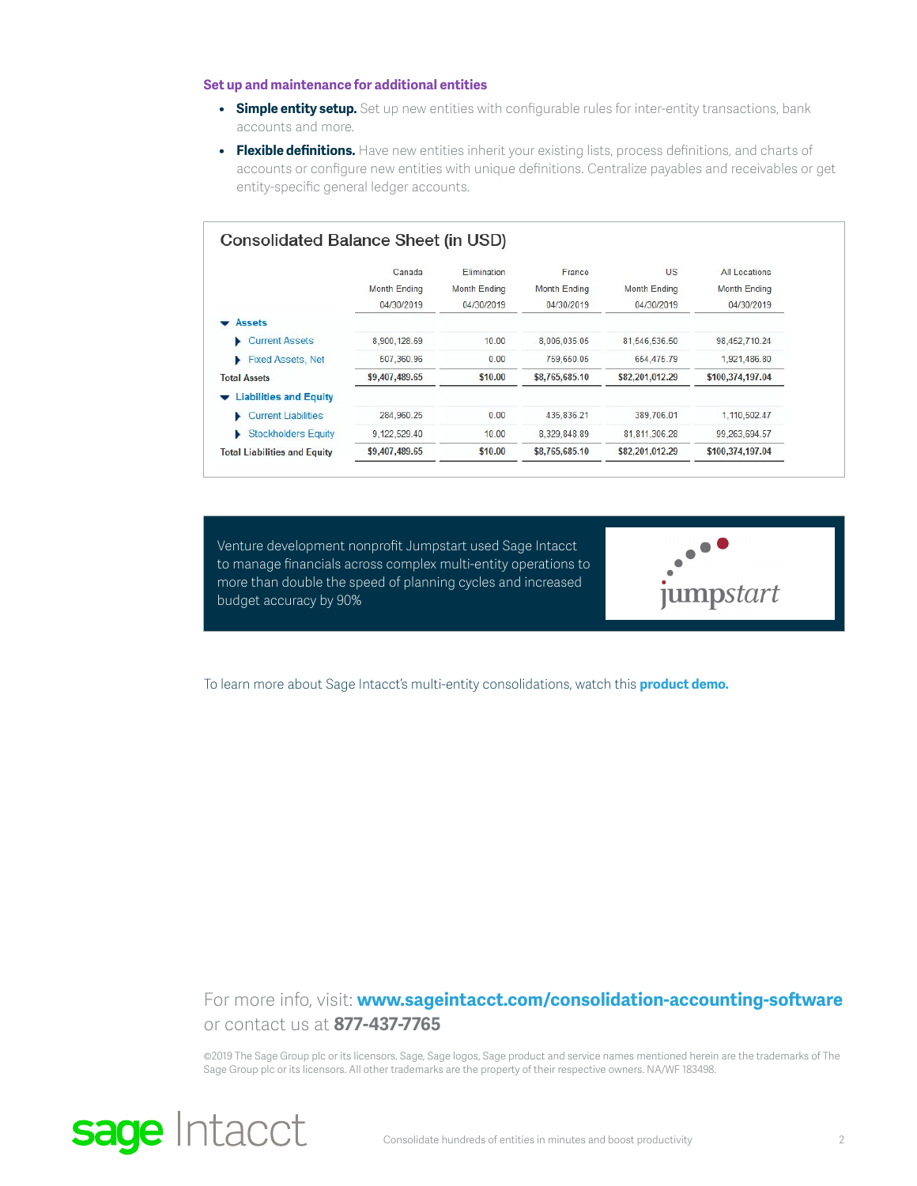### Set up and maintenance for additional entities

- **Simple entity setup.** Set up new entities with configurable rules for inter-entity transactions, bank accounts and more.
- **Flexible definitions.** Have new entities inherit your existing lists, process definitions, and charts of accounts or configure new entities with unique definitions. Centralize payables and receivables or get entity-specific general ledger accounts.

**Consolidated Balance Sheet (in USD)**

| | Canada Month Ending 04/30/2019 | Elimination Month Ending 04/30/2019 | France Month Ending 04/30/2019 | US Month Ending 04/30/2019 | All Locations Month Ending 04/30/2019 |
|---|---|---|---|---|---|
| **Assets** | | | | | |
| Current Assets | 8,900,128.69 | 10.00 | 8,006,035.05 | 81,546,536.50 | 98,452,710.24 |
| Fixed Assets, Net | 507,360.96 | 0.00 | 759,650.05 | 654,475.79 | 1,921,486.80 |
| Total Assets | $9,407,489.65 | $10.00 | $8,765,685.10 | $82,201,012.29 | $100,374,197.04 |
| **Liabilities and Equity** | | | | | |
| Current Liabilities | 284,960.25 | 0.00 | 435,836.21 | 389,706.01 | 1,110,502.47 |
| Stockholders Equity | 9,122,529.40 | 10.00 | 8,329,848.89 | 81,811,306.28 | 99,263,694.57 |
| Total Liabilities and Equity | $9,407,489.65 | $10.00 | $8,765,685.10 | $82,201,012.29 | $100,374,197.04 |

Venture development nonprofit Jumpstart used Sage Intacct to manage financials across complex multi-entity operations to more than double the speed of planning cycles and increased budget accuracy by 90%

jumpstart

To learn more about Sage Intacct's multi-entity consolidations, watch this **product demo.**

For more info, visit: **www.sageintacct.com/consolidation-accounting-software** or contact us at **877-437-7765**

©2019 The Sage Group plc or its licensors. Sage, Sage logos, Sage product and service names mentioned herein are the trademarks of The Sage Group plc or its licensors. All other trademarks are the property of their respective owners. NA/WF 183498.

sage Intacct

Consolidate hundreds of entities in minutes and boost productivity